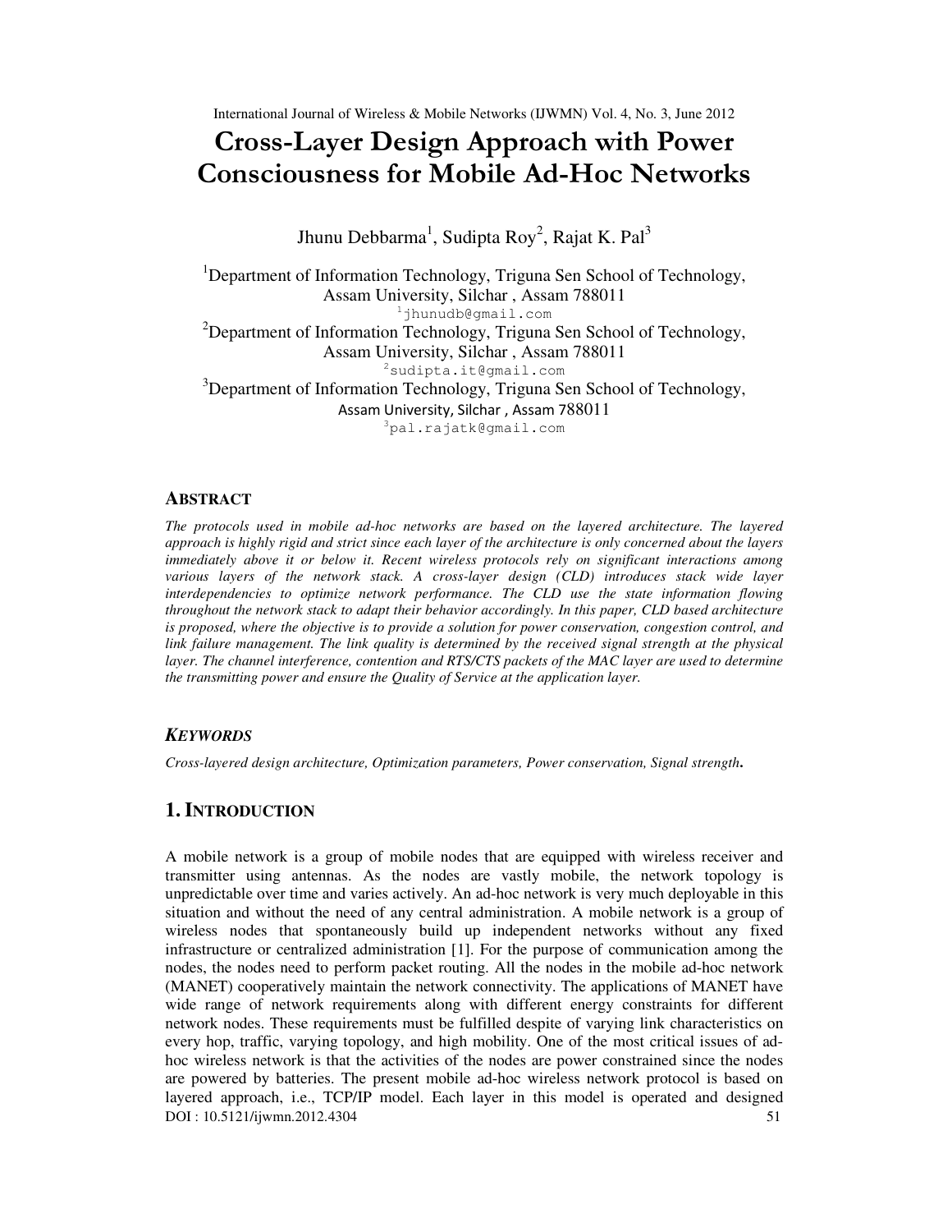# Cross-Layer Design Approach with Power Consciousness for Mobile Ad-Hoc Networks

Jhunu Debbarma[1], Sudipta Roy[2], Rajat K. Pal[3]

[1]Department of Information Technology, Triguna Sen School of Technology, Assam University, Silchar , Assam 788011
[1]jhunudb@gmail.com

[2]Department of Information Technology, Triguna Sen School of Technology, Assam University, Silchar , Assam 788011
[2]sudipta.it@gmail.com

[3]Department of Information Technology, Triguna Sen School of Technology, Assam University, Silchar , Assam 788011
[3]pal.rajatk@gmail.com

## ABSTRACT

*The protocols used in mobile ad-hoc networks are based on the layered architecture. The layered approach is highly rigid and strict since each layer of the architecture is only concerned about the layers immediately above it or below it. Recent wireless protocols rely on significant interactions among various layers of the network stack. A cross-layer design (CLD) introduces stack wide layer interdependencies to optimize network performance. The CLD use the state information flowing throughout the network stack to adapt their behavior accordingly. In this paper, CLD based architecture is proposed, where the objective is to provide a solution for power conservation, congestion control, and link failure management. The link quality is determined by the received signal strength at the physical layer. The channel interference, contention and RTS/CTS packets of the MAC layer are used to determine the transmitting power and ensure the Quality of Service at the application layer.*

## KEYWORDS

*Cross-layered design architecture, Optimization parameters, Power conservation, Signal strength.*

## 1. INTRODUCTION

A mobile network is a group of mobile nodes that are equipped with wireless receiver and transmitter using antennas. As the nodes are vastly mobile, the network topology is unpredictable over time and varies actively. An ad-hoc network is very much deployable in this situation and without the need of any central administration. A mobile network is a group of wireless nodes that spontaneously build up independent networks without any fixed infrastructure or centralized administration [1]. For the purpose of communication among the nodes, the nodes need to perform packet routing. All the nodes in the mobile ad-hoc network (MANET) cooperatively maintain the network connectivity. The applications of MANET have wide range of network requirements along with different energy constraints for different network nodes. These requirements must be fulfilled despite of varying link characteristics on every hop, traffic, varying topology, and high mobility. One of the most critical issues of ad-hoc wireless network is that the activities of the nodes are power constrained since the nodes are powered by batteries. The present mobile ad-hoc wireless network protocol is based on layered approach, i.e., TCP/IP model. Each layer in this model is operated and designed

DOI : 10.5121/ijwmn.2012.4304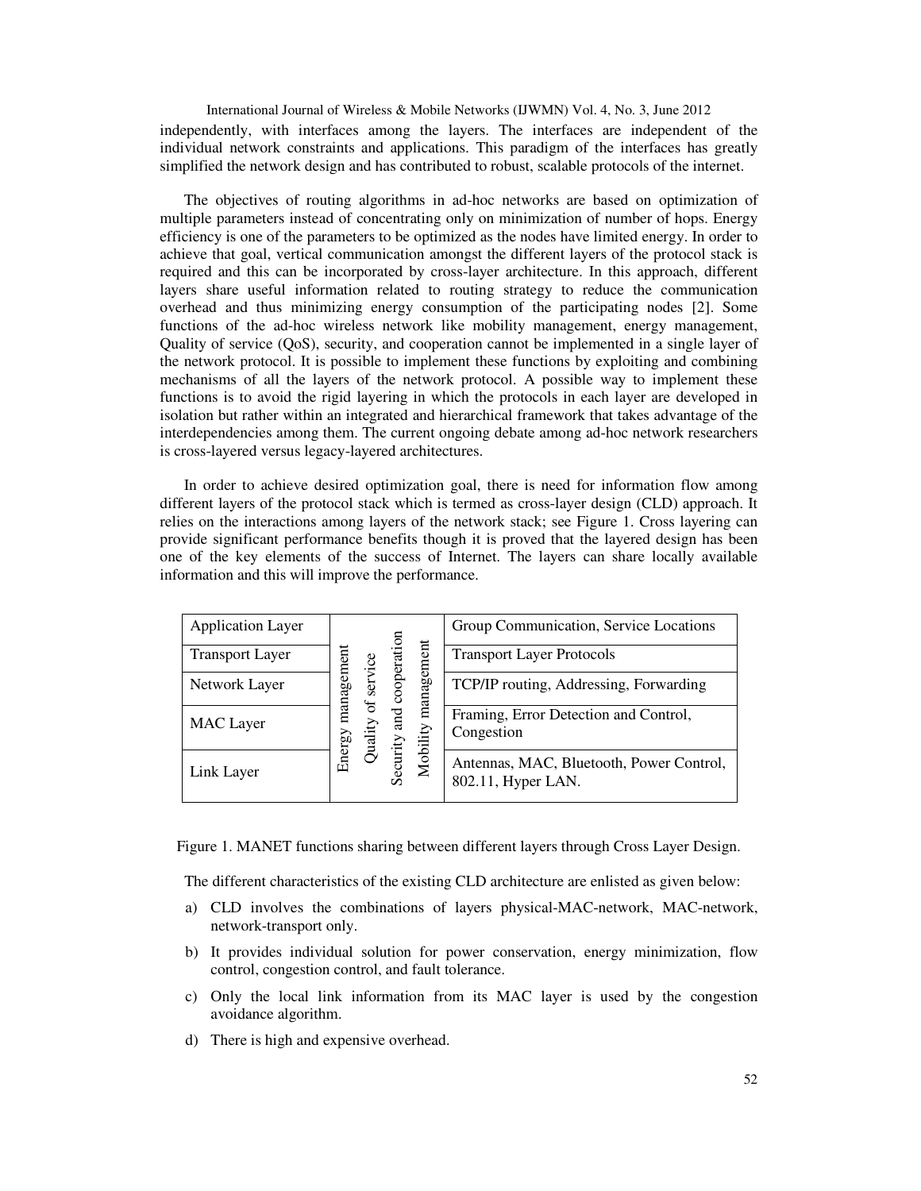independently, with interfaces among the layers. The interfaces are independent of the individual network constraints and applications. This paradigm of the interfaces has greatly simplified the network design and has contributed to robust, scalable protocols of the internet.

The objectives of routing algorithms in ad-hoc networks are based on optimization of multiple parameters instead of concentrating only on minimization of number of hops. Energy efficiency is one of the parameters to be optimized as the nodes have limited energy. In order to achieve that goal, vertical communication amongst the different layers of the protocol stack is required and this can be incorporated by cross-layer architecture. In this approach, different layers share useful information related to routing strategy to reduce the communication overhead and thus minimizing energy consumption of the participating nodes [2]. Some functions of the ad-hoc wireless network like mobility management, energy management, Quality of service (QoS), security, and cooperation cannot be implemented in a single layer of the network protocol. It is possible to implement these functions by exploiting and combining mechanisms of all the layers of the network protocol. A possible way to implement these functions is to avoid the rigid layering in which the protocols in each layer are developed in isolation but rather within an integrated and hierarchical framework that takes advantage of the interdependencies among them. The current ongoing debate among ad-hoc network researchers is cross-layered versus legacy-layered architectures.

In order to achieve desired optimization goal, there is need for information flow among different layers of the protocol stack which is termed as cross-layer design (CLD) approach. It relies on the interactions among layers of the network stack; see Figure 1. Cross layering can provide significant performance benefits though it is proved that the layered design has been one of the key elements of the success of Internet. The layers can share locally available information and this will improve the performance.

| Layer | Cross-layer functions | Examples |
| --- | --- | --- |
| Application Layer | Energy management, Quality of service, Security and cooperation, Mobility management | Group Communication, Service Locations |
| Transport Layer | | Transport Layer Protocols |
| Network Layer | | TCP/IP routing, Addressing, Forwarding |
| MAC Layer | | Framing, Error Detection and Control, Congestion |
| Link Layer | | Antennas, MAC, Bluetooth, Power Control, 802.11, Hyper LAN. |

Figure 1. MANET functions sharing between different layers through Cross Layer Design.

The different characteristics of the existing CLD architecture are enlisted as given below:

a) CLD involves the combinations of layers physical-MAC-network, MAC-network, network-transport only.

b) It provides individual solution for power conservation, energy minimization, flow control, congestion control, and fault tolerance.

c) Only the local link information from its MAC layer is used by the congestion avoidance algorithm.

d) There is high and expensive overhead.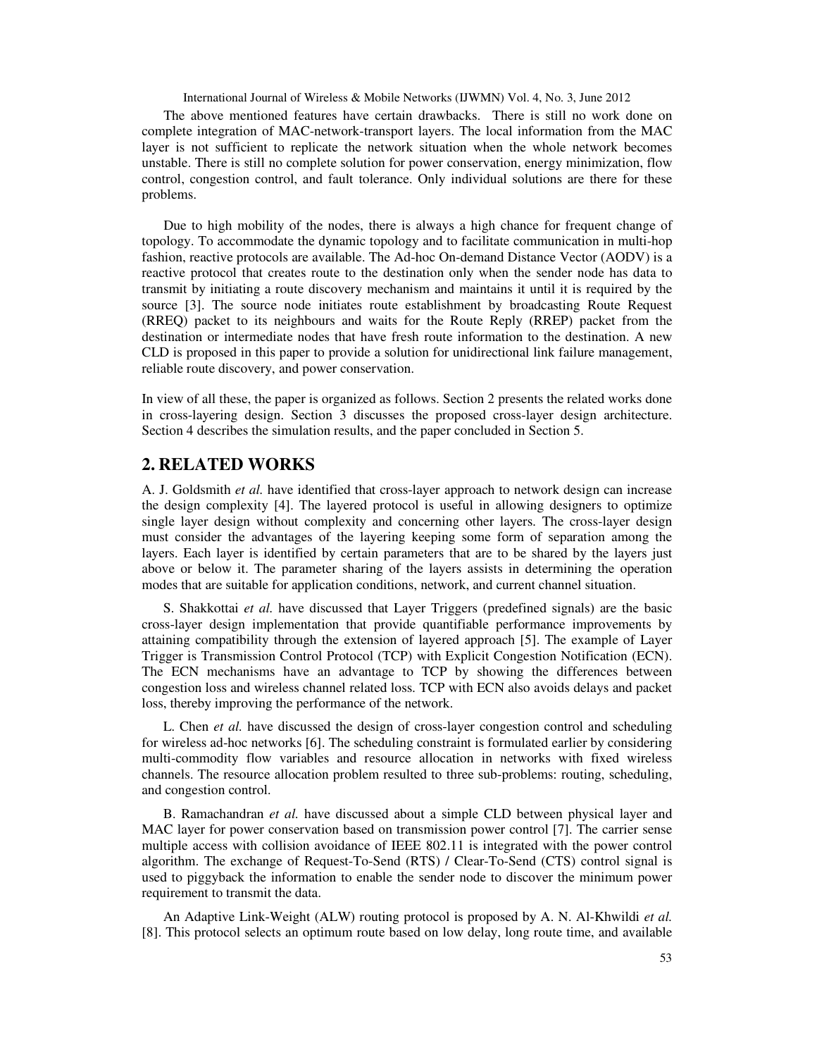The above mentioned features have certain drawbacks. There is still no work done on complete integration of MAC-network-transport layers. The local information from the MAC layer is not sufficient to replicate the network situation when the whole network becomes unstable. There is still no complete solution for power conservation, energy minimization, flow control, congestion control, and fault tolerance. Only individual solutions are there for these problems.

Due to high mobility of the nodes, there is always a high chance for frequent change of topology. To accommodate the dynamic topology and to facilitate communication in multi-hop fashion, reactive protocols are available. The Ad-hoc On-demand Distance Vector (AODV) is a reactive protocol that creates route to the destination only when the sender node has data to transmit by initiating a route discovery mechanism and maintains it until it is required by the source [3]. The source node initiates route establishment by broadcasting Route Request (RREQ) packet to its neighbours and waits for the Route Reply (RREP) packet from the destination or intermediate nodes that have fresh route information to the destination. A new CLD is proposed in this paper to provide a solution for unidirectional link failure management, reliable route discovery, and power conservation.

In view of all these, the paper is organized as follows. Section 2 presents the related works done in cross-layering design. Section 3 discusses the proposed cross-layer design architecture. Section 4 describes the simulation results, and the paper concluded in Section 5.

## 2. RELATED WORKS

A. J. Goldsmith *et al.* have identified that cross-layer approach to network design can increase the design complexity [4]. The layered protocol is useful in allowing designers to optimize single layer design without complexity and concerning other layers. The cross-layer design must consider the advantages of the layering keeping some form of separation among the layers. Each layer is identified by certain parameters that are to be shared by the layers just above or below it. The parameter sharing of the layers assists in determining the operation modes that are suitable for application conditions, network, and current channel situation.

S. Shakkottai *et al.* have discussed that Layer Triggers (predefined signals) are the basic cross-layer design implementation that provide quantifiable performance improvements by attaining compatibility through the extension of layered approach [5]. The example of Layer Trigger is Transmission Control Protocol (TCP) with Explicit Congestion Notification (ECN). The ECN mechanisms have an advantage to TCP by showing the differences between congestion loss and wireless channel related loss. TCP with ECN also avoids delays and packet loss, thereby improving the performance of the network.

L. Chen *et al.* have discussed the design of cross-layer congestion control and scheduling for wireless ad-hoc networks [6]. The scheduling constraint is formulated earlier by considering multi-commodity flow variables and resource allocation in networks with fixed wireless channels. The resource allocation problem resulted to three sub-problems: routing, scheduling, and congestion control.

B. Ramachandran *et al.* have discussed about a simple CLD between physical layer and MAC layer for power conservation based on transmission power control [7]. The carrier sense multiple access with collision avoidance of IEEE 802.11 is integrated with the power control algorithm. The exchange of Request-To-Send (RTS) / Clear-To-Send (CTS) control signal is used to piggyback the information to enable the sender node to discover the minimum power requirement to transmit the data.

An Adaptive Link-Weight (ALW) routing protocol is proposed by A. N. Al-Khwildi *et al.* [8]. This protocol selects an optimum route based on low delay, long route time, and available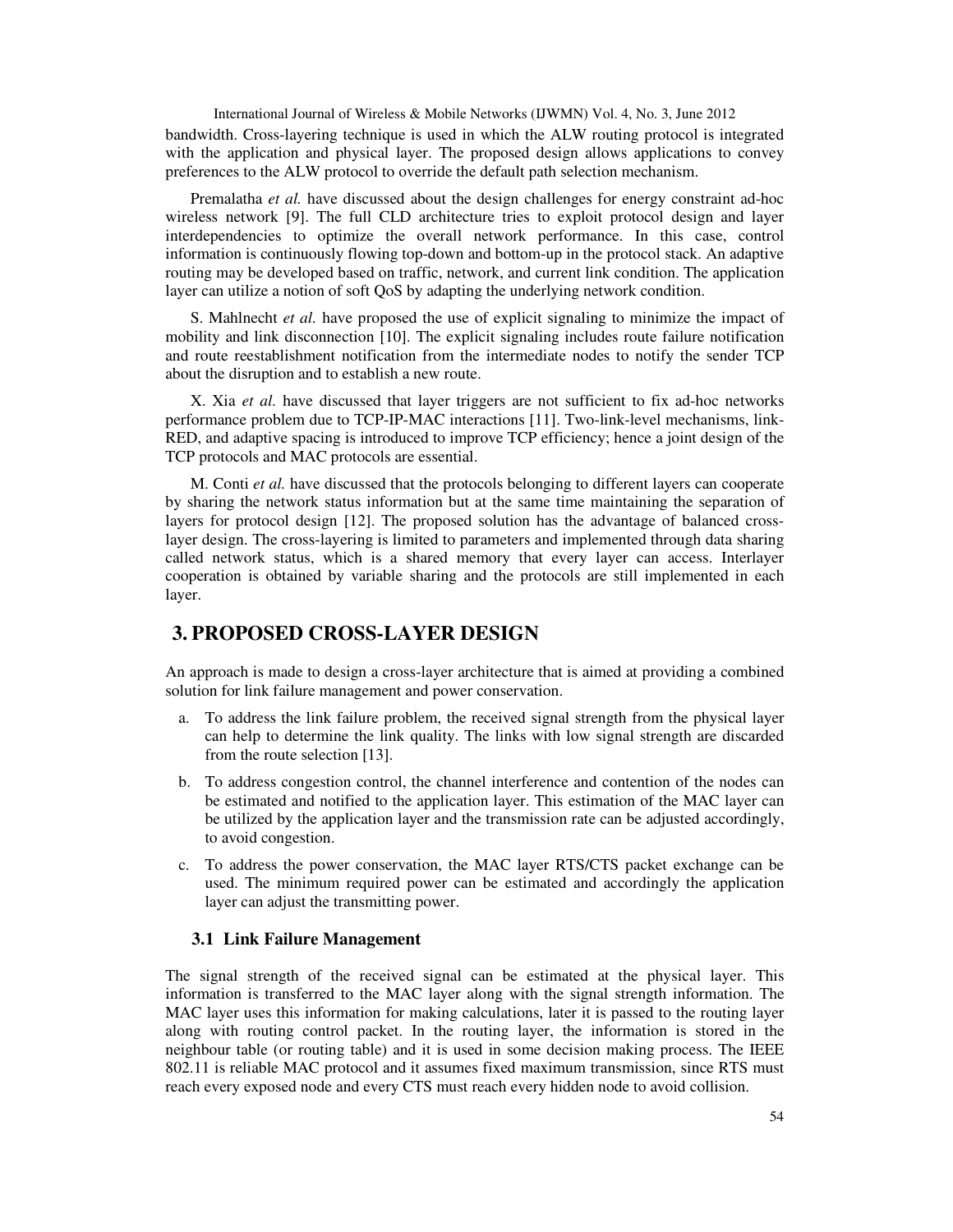bandwidth. Cross-layering technique is used in which the ALW routing protocol is integrated with the application and physical layer. The proposed design allows applications to convey preferences to the ALW protocol to override the default path selection mechanism.

Premalatha *et al.* have discussed about the design challenges for energy constraint ad-hoc wireless network [9]. The full CLD architecture tries to exploit protocol design and layer interdependencies to optimize the overall network performance. In this case, control information is continuously flowing top-down and bottom-up in the protocol stack. An adaptive routing may be developed based on traffic, network, and current link condition. The application layer can utilize a notion of soft QoS by adapting the underlying network condition.

S. Mahlnecht *et al.* have proposed the use of explicit signaling to minimize the impact of mobility and link disconnection [10]. The explicit signaling includes route failure notification and route reestablishment notification from the intermediate nodes to notify the sender TCP about the disruption and to establish a new route.

X. Xia *et al.* have discussed that layer triggers are not sufficient to fix ad-hoc networks performance problem due to TCP-IP-MAC interactions [11]. Two-link-level mechanisms, link-RED, and adaptive spacing is introduced to improve TCP efficiency; hence a joint design of the TCP protocols and MAC protocols are essential.

M. Conti *et al.* have discussed that the protocols belonging to different layers can cooperate by sharing the network status information but at the same time maintaining the separation of layers for protocol design [12]. The proposed solution has the advantage of balanced cross-layer design. The cross-layering is limited to parameters and implemented through data sharing called network status, which is a shared memory that every layer can access. Interlayer cooperation is obtained by variable sharing and the protocols are still implemented in each layer.

# 3. PROPOSED CROSS-LAYER DESIGN

An approach is made to design a cross-layer architecture that is aimed at providing a combined solution for link failure management and power conservation.

a. To address the link failure problem, the received signal strength from the physical layer can help to determine the link quality. The links with low signal strength are discarded from the route selection [13].

b. To address congestion control, the channel interference and contention of the nodes can be estimated and notified to the application layer. This estimation of the MAC layer can be utilized by the application layer and the transmission rate can be adjusted accordingly, to avoid congestion.

c. To address the power conservation, the MAC layer RTS/CTS packet exchange can be used. The minimum required power can be estimated and accordingly the application layer can adjust the transmitting power.

## 3.1 Link Failure Management

The signal strength of the received signal can be estimated at the physical layer. This information is transferred to the MAC layer along with the signal strength information. The MAC layer uses this information for making calculations, later it is passed to the routing layer along with routing control packet. In the routing layer, the information is stored in the neighbour table (or routing table) and it is used in some decision making process. The IEEE 802.11 is reliable MAC protocol and it assumes fixed maximum transmission, since RTS must reach every exposed node and every CTS must reach every hidden node to avoid collision.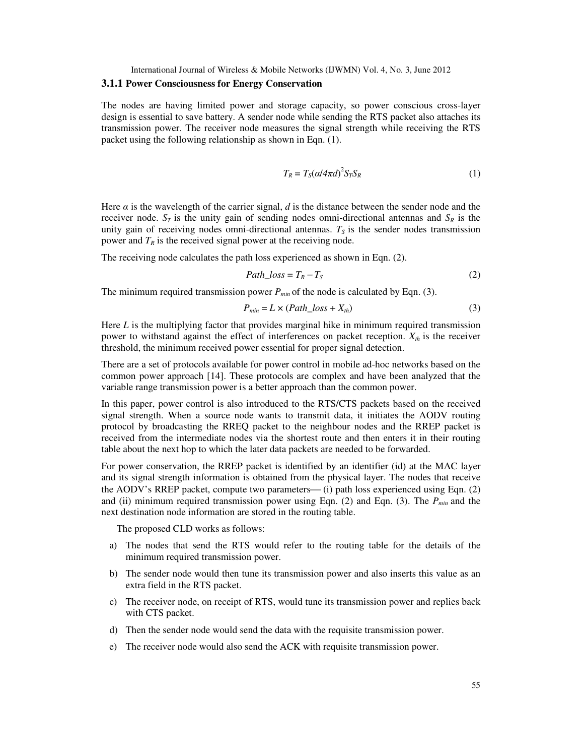### 3.1.1 Power Consciousness for Energy Conservation

The nodes are having limited power and storage capacity, so power conscious cross-layer design is essential to save battery. A sender node while sending the RTS packet also attaches its transmission power. The receiver node measures the signal strength while receiving the RTS packet using the following relationship as shown in Eqn. (1).

$$T_R = T_S(\alpha/4\pi d)^2 S_T S_R \tag{1}$$

Here $\alpha$ is the wavelength of the carrier signal, $d$ is the distance between the sender node and the receiver node. $S_T$ is the unity gain of sending nodes omni-directional antennas and $S_R$ is the unity gain of receiving nodes omni-directional antennas. $T_S$ is the sender nodes transmission power and $T_R$ is the received signal power at the receiving node.

The receiving node calculates the path loss experienced as shown in Eqn. (2).

$$Path\_loss = T_R - T_S \tag{2}$$

The minimum required transmission power $P_{min}$ of the node is calculated by Eqn. (3).

$$P_{min} = L \times (Path\_loss + X_{th}) \tag{3}$$

Here $L$ is the multiplying factor that provides marginal hike in minimum required transmission power to withstand against the effect of interferences on packet reception. $X_{th}$ is the receiver threshold, the minimum received power essential for proper signal detection.

There are a set of protocols available for power control in mobile ad-hoc networks based on the common power approach [14]. These protocols are complex and have been analyzed that the variable range transmission power is a better approach than the common power.

In this paper, power control is also introduced to the RTS/CTS packets based on the received signal strength. When a source node wants to transmit data, it initiates the AODV routing protocol by broadcasting the RREQ packet to the neighbour nodes and the RREP packet is received from the intermediate nodes via the shortest route and then enters it in their routing table about the next hop to which the later data packets are needed to be forwarded.

For power conservation, the RREP packet is identified by an identifier (id) at the MAC layer and its signal strength information is obtained from the physical layer. The nodes that receive the AODV's RREP packet, compute two parameters— (i) path loss experienced using Eqn. (2) and (ii) minimum required transmission power using Eqn. (2) and Eqn. (3). The $P_{min}$ and the next destination node information are stored in the routing table.

The proposed CLD works as follows:

a) The nodes that send the RTS would refer to the routing table for the details of the minimum required transmission power.

b) The sender node would then tune its transmission power and also inserts this value as an extra field in the RTS packet.

c) The receiver node, on receipt of RTS, would tune its transmission power and replies back with CTS packet.

d) Then the sender node would send the data with the requisite transmission power.

e) The receiver node would also send the ACK with requisite transmission power.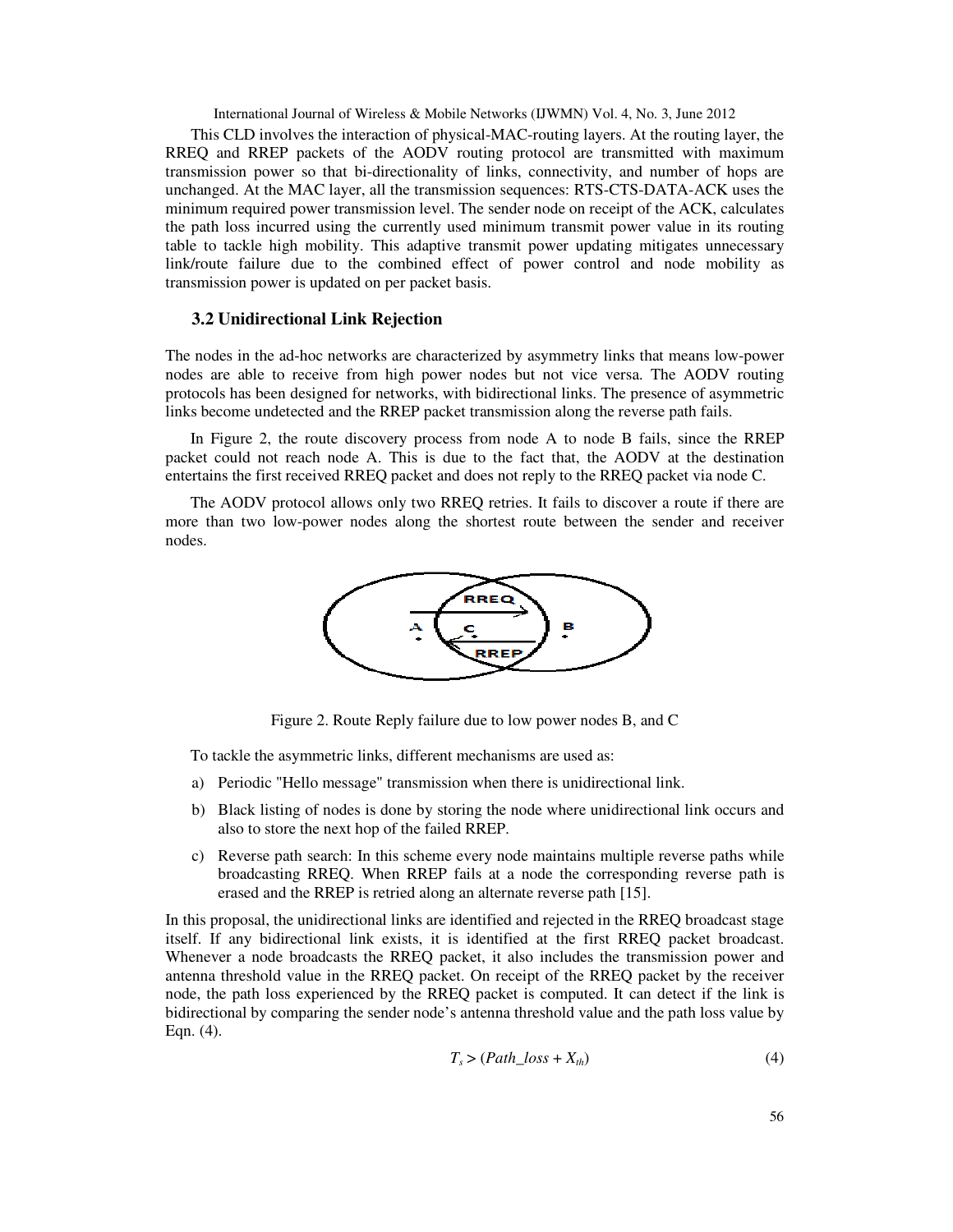This CLD involves the interaction of physical-MAC-routing layers. At the routing layer, the RREQ and RREP packets of the AODV routing protocol are transmitted with maximum transmission power so that bi-directionality of links, connectivity, and number of hops are unchanged. At the MAC layer, all the transmission sequences: RTS-CTS-DATA-ACK uses the minimum required power transmission level. The sender node on receipt of the ACK, calculates the path loss incurred using the currently used minimum transmit power value in its routing table to tackle high mobility. This adaptive transmit power updating mitigates unnecessary link/route failure due to the combined effect of power control and node mobility as transmission power is updated on per packet basis.

### 3.2 Unidirectional Link Rejection

The nodes in the ad-hoc networks are characterized by asymmetry links that means low-power nodes are able to receive from high power nodes but not vice versa. The AODV routing protocols has been designed for networks, with bidirectional links. The presence of asymmetric links become undetected and the RREP packet transmission along the reverse path fails.

In Figure 2, the route discovery process from node A to node B fails, since the RREP packet could not reach node A. This is due to the fact that, the AODV at the destination entertains the first received RREQ packet and does not reply to the RREQ packet via node C.

The AODV protocol allows only two RREQ retries. It fails to discover a route if there are more than two low-power nodes along the shortest route between the sender and receiver nodes.

Figure 2. Route Reply failure due to low power nodes B, and C

To tackle the asymmetric links, different mechanisms are used as:

a) Periodic "Hello message" transmission when there is unidirectional link.
b) Black listing of nodes is done by storing the node where unidirectional link occurs and also to store the next hop of the failed RREP.
c) Reverse path search: In this scheme every node maintains multiple reverse paths while broadcasting RREQ. When RREP fails at a node the corresponding reverse path is erased and the RREP is retried along an alternate reverse path [15].

In this proposal, the unidirectional links are identified and rejected in the RREQ broadcast stage itself. If any bidirectional link exists, it is identified at the first RREQ packet broadcast. Whenever a node broadcasts the RREQ packet, it also includes the transmission power and antenna threshold value in the RREQ packet. On receipt of the RREQ packet by the receiver node, the path loss experienced by the RREQ packet is computed. It can detect if the link is bidirectional by comparing the sender node's antenna threshold value and the path loss value by Eqn. (4).

$$T_s > (Path\_loss + X_{th}) \tag{4}$$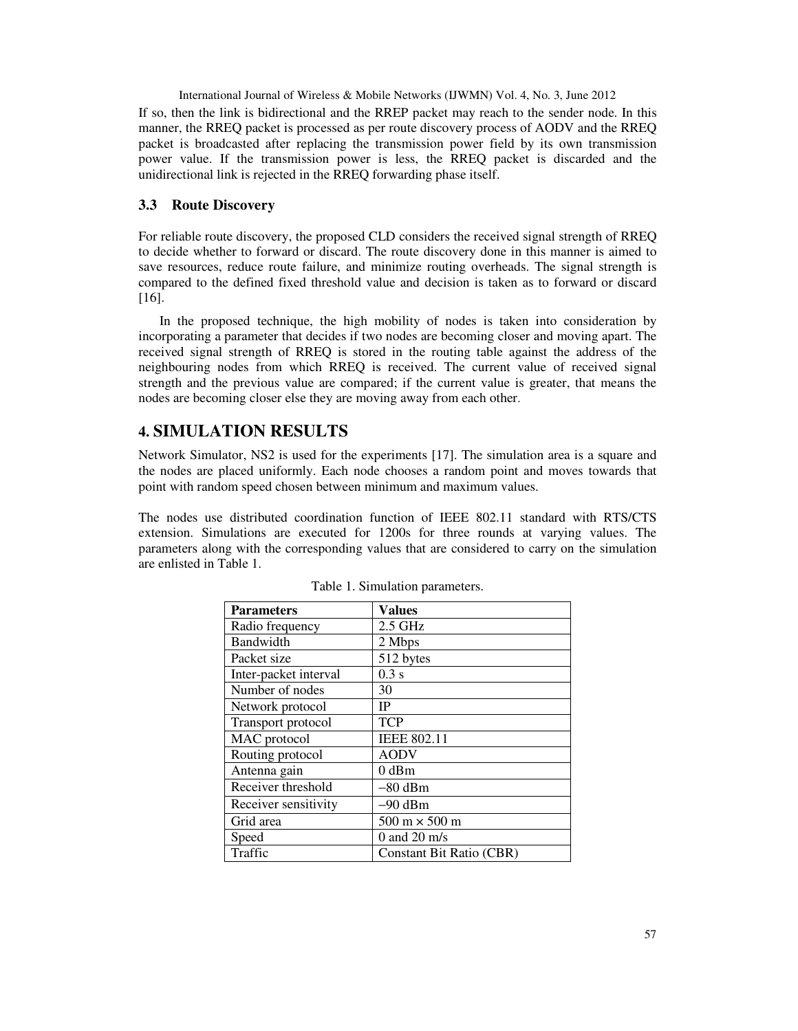If so, then the link is bidirectional and the RREP packet may reach to the sender node. In this manner, the RREQ packet is processed as per route discovery process of AODV and the RREQ packet is broadcasted after replacing the transmission power field by its own transmission power value. If the transmission power is less, the RREQ packet is discarded and the unidirectional link is rejected in the RREQ forwarding phase itself.

### 3.3 Route Discovery

For reliable route discovery, the proposed CLD considers the received signal strength of RREQ to decide whether to forward or discard. The route discovery done in this manner is aimed to save resources, reduce route failure, and minimize routing overheads. The signal strength is compared to the defined fixed threshold value and decision is taken as to forward or discard [16].

In the proposed technique, the high mobility of nodes is taken into consideration by incorporating a parameter that decides if two nodes are becoming closer and moving apart. The received signal strength of RREQ is stored in the routing table against the address of the neighbouring nodes from which RREQ is received. The current value of received signal strength and the previous value are compared; if the current value is greater, that means the nodes are becoming closer else they are moving away from each other.

## 4. SIMULATION RESULTS

Network Simulator, NS2 is used for the experiments [17]. The simulation area is a square and the nodes are placed uniformly. Each node chooses a random point and moves towards that point with random speed chosen between minimum and maximum values.

The nodes use distributed coordination function of IEEE 802.11 standard with RTS/CTS extension. Simulations are executed for 1200s for three rounds at varying values. The parameters along with the corresponding values that are considered to carry on the simulation are enlisted in Table 1.

Table 1. Simulation parameters.

| **Parameters** | **Values** |
|---|---|
| Radio frequency | 2.5 GHz |
| Bandwidth | 2 Mbps |
| Packet size | 512 bytes |
| Inter-packet interval | 0.3 s |
| Number of nodes | 30 |
| Network protocol | IP |
| Transport protocol | TCP |
| MAC protocol | IEEE 802.11 |
| Routing protocol | AODV |
| Antenna gain | 0 dBm |
| Receiver threshold | −80 dBm |
| Receiver sensitivity | −90 dBm |
| Grid area | 500 m × 500 m |
| Speed | 0 and 20 m/s |
| Traffic | Constant Bit Ratio (CBR) |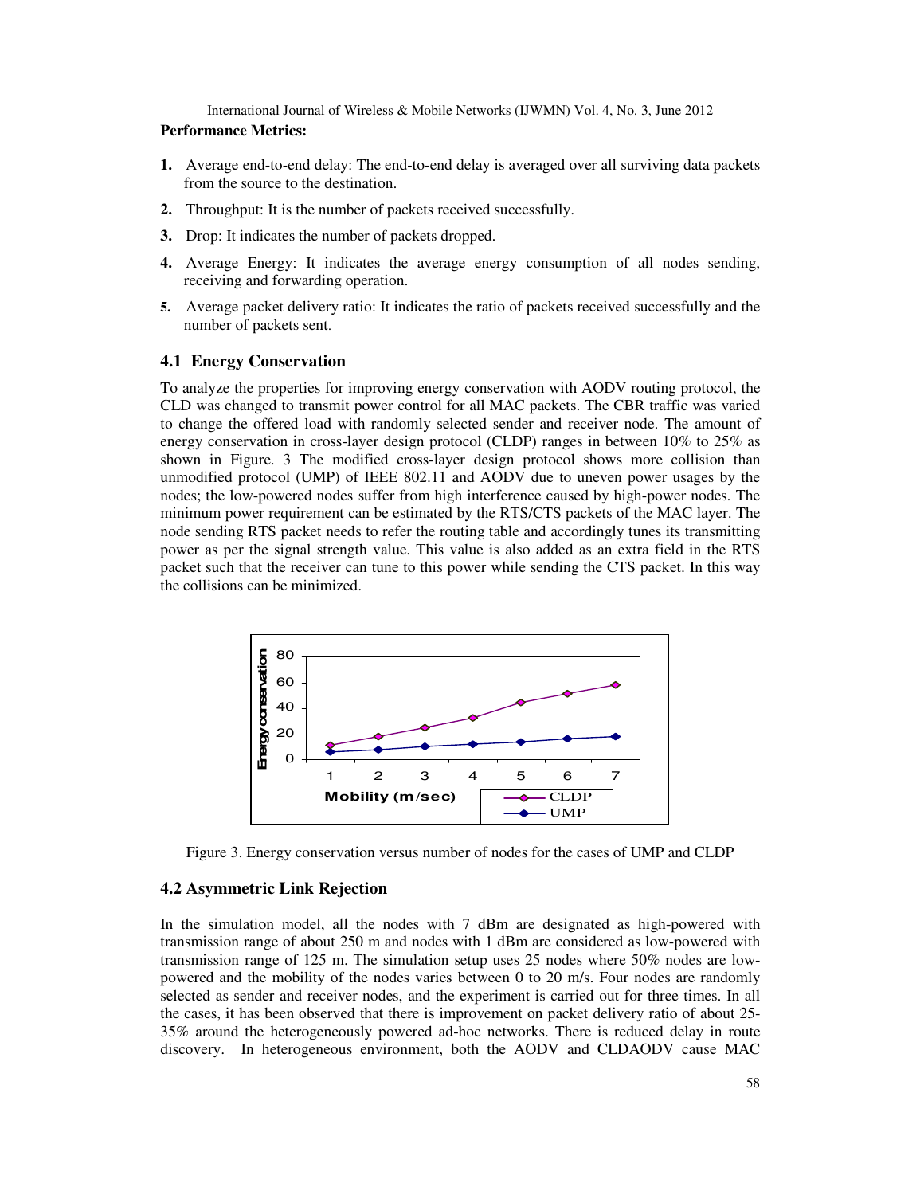**Performance Metrics:**

1. Average end-to-end delay: The end-to-end delay is averaged over all surviving data packets from the source to the destination.
2. Throughput: It is the number of packets received successfully.
3. Drop: It indicates the number of packets dropped.
4. Average Energy: It indicates the average energy consumption of all nodes sending, receiving and forwarding operation.
5. Average packet delivery ratio: It indicates the ratio of packets received successfully and the number of packets sent.

### 4.1 Energy Conservation

To analyze the properties for improving energy conservation with AODV routing protocol, the CLD was changed to transmit power control for all MAC packets. The CBR traffic was varied to change the offered load with randomly selected sender and receiver node. The amount of energy conservation in cross-layer design protocol (CLDP) ranges in between 10% to 25% as shown in Figure. 3 The modified cross-layer design protocol shows more collision than unmodified protocol (UMP) of IEEE 802.11 and AODV due to uneven power usages by the nodes; the low-powered nodes suffer from high interference caused by high-power nodes. The minimum power requirement can be estimated by the RTS/CTS packets of the MAC layer. The node sending RTS packet needs to refer the routing table and accordingly tunes its transmitting power as per the signal strength value. This value is also added as an extra field in the RTS packet such that the receiver can tune to this power while sending the CTS packet. In this way the collisions can be minimized.

Figure 3. Energy conservation versus number of nodes for the cases of UMP and CLDP

### 4.2 Asymmetric Link Rejection

In the simulation model, all the nodes with 7 dBm are designated as high-powered with transmission range of about 250 m and nodes with 1 dBm are considered as low-powered with transmission range of 125 m. The simulation setup uses 25 nodes where 50% nodes are low-powered and the mobility of the nodes varies between 0 to 20 m/s. Four nodes are randomly selected as sender and receiver nodes, and the experiment is carried out for three times. In all the cases, it has been observed that there is improvement on packet delivery ratio of about 25-35% around the heterogeneously powered ad-hoc networks. There is reduced delay in route discovery. In heterogeneous environment, both the AODV and CLDAODV cause MAC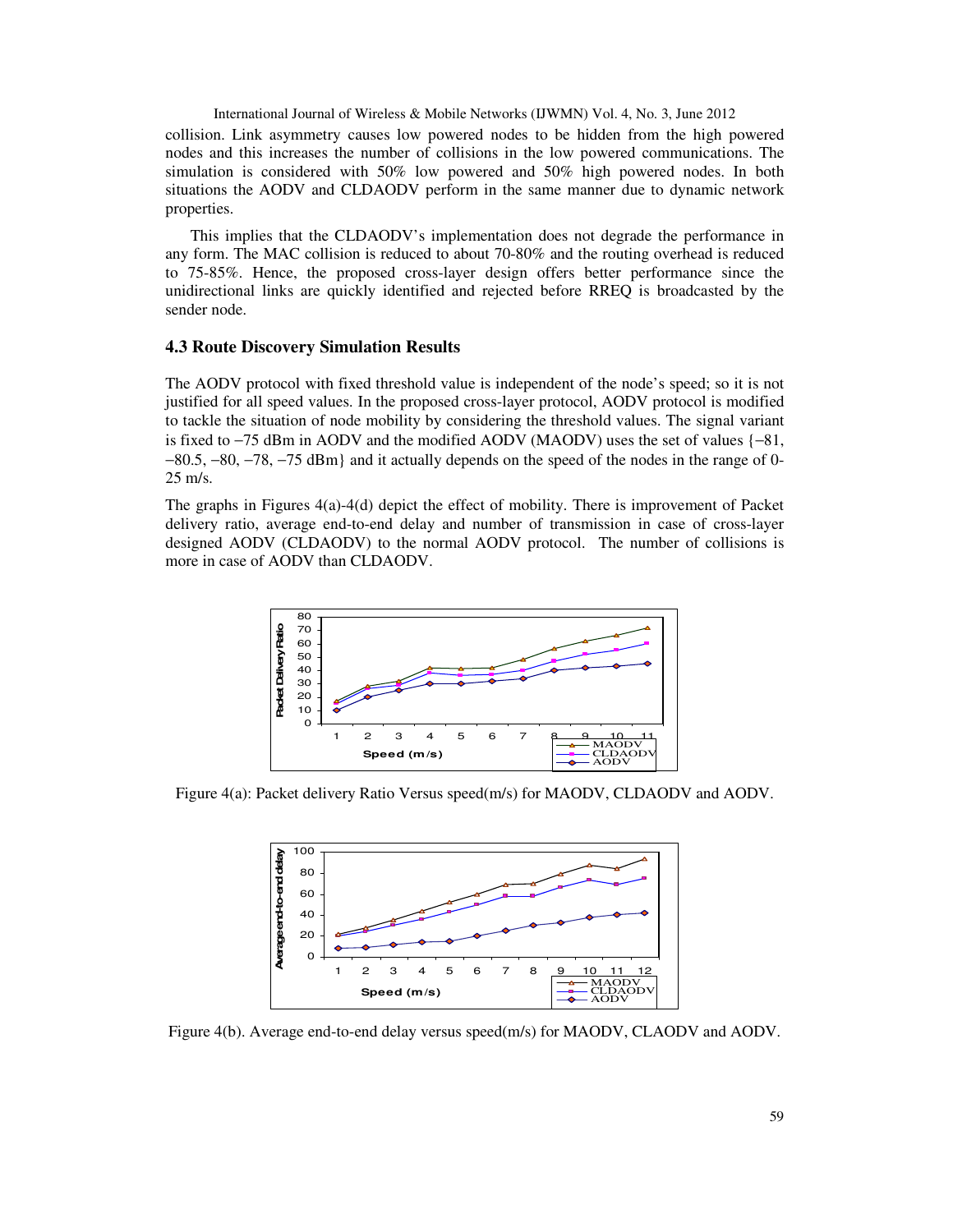collision. Link asymmetry causes low powered nodes to be hidden from the high powered nodes and this increases the number of collisions in the low powered communications. The simulation is considered with 50% low powered and 50% high powered nodes. In both situations the AODV and CLDAODV perform in the same manner due to dynamic network properties.

This implies that the CLDAODV's implementation does not degrade the performance in any form. The MAC collision is reduced to about 70-80% and the routing overhead is reduced to 75-85%. Hence, the proposed cross-layer design offers better performance since the unidirectional links are quickly identified and rejected before RREQ is broadcasted by the sender node.

### 4.3 Route Discovery Simulation Results

The AODV protocol with fixed threshold value is independent of the node's speed; so it is not justified for all speed values. In the proposed cross-layer protocol, AODV protocol is modified to tackle the situation of node mobility by considering the threshold values. The signal variant is fixed to −75 dBm in AODV and the modified AODV (MAODV) uses the set of values {−81, −80.5, −80, −78, −75 dBm} and it actually depends on the speed of the nodes in the range of 0-25 m/s.

The graphs in Figures 4(a)-4(d) depict the effect of mobility. There is improvement of Packet delivery ratio, average end-to-end delay and number of transmission in case of cross-layer designed AODV (CLDAODV) to the normal AODV protocol. The number of collisions is more in case of AODV than CLDAODV.

Figure 4(a): Packet delivery Ratio Versus speed(m/s) for MAODV, CLDAODV and AODV.

Figure 4(b). Average end-to-end delay versus speed(m/s) for MAODV, CLAODV and AODV.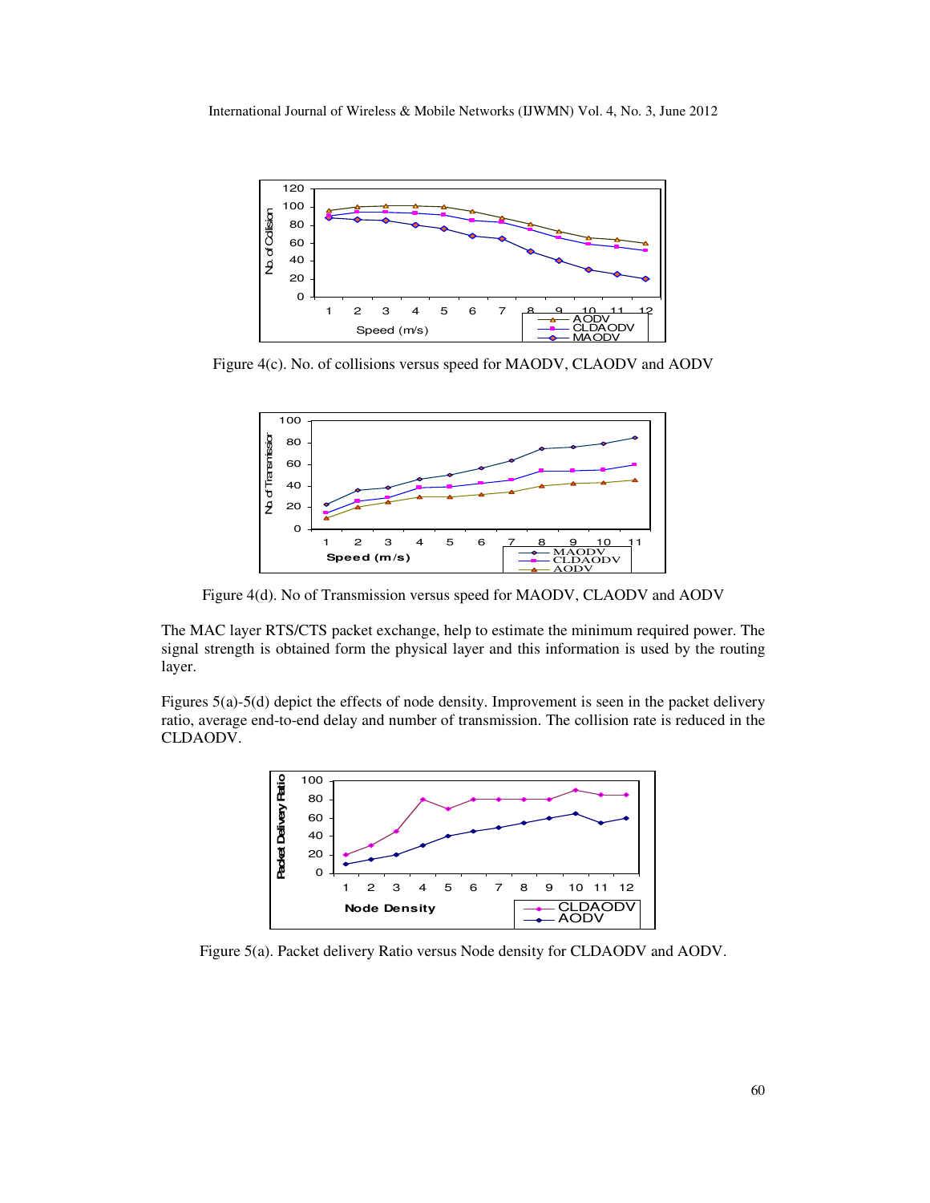Figure 4(c). No. of collisions versus speed for MAODV, CLAODV and AODV

Figure 4(d). No of Transmission versus speed for MAODV, CLAODV and AODV

The MAC layer RTS/CTS packet exchange, help to estimate the minimum required power. The signal strength is obtained form the physical layer and this information is used by the routing layer.

Figures 5(a)-5(d) depict the effects of node density. Improvement is seen in the packet delivery ratio, average end-to-end delay and number of transmission. The collision rate is reduced in the CLDAODV.

Figure 5(a). Packet delivery Ratio versus Node density for CLDAODV and AODV.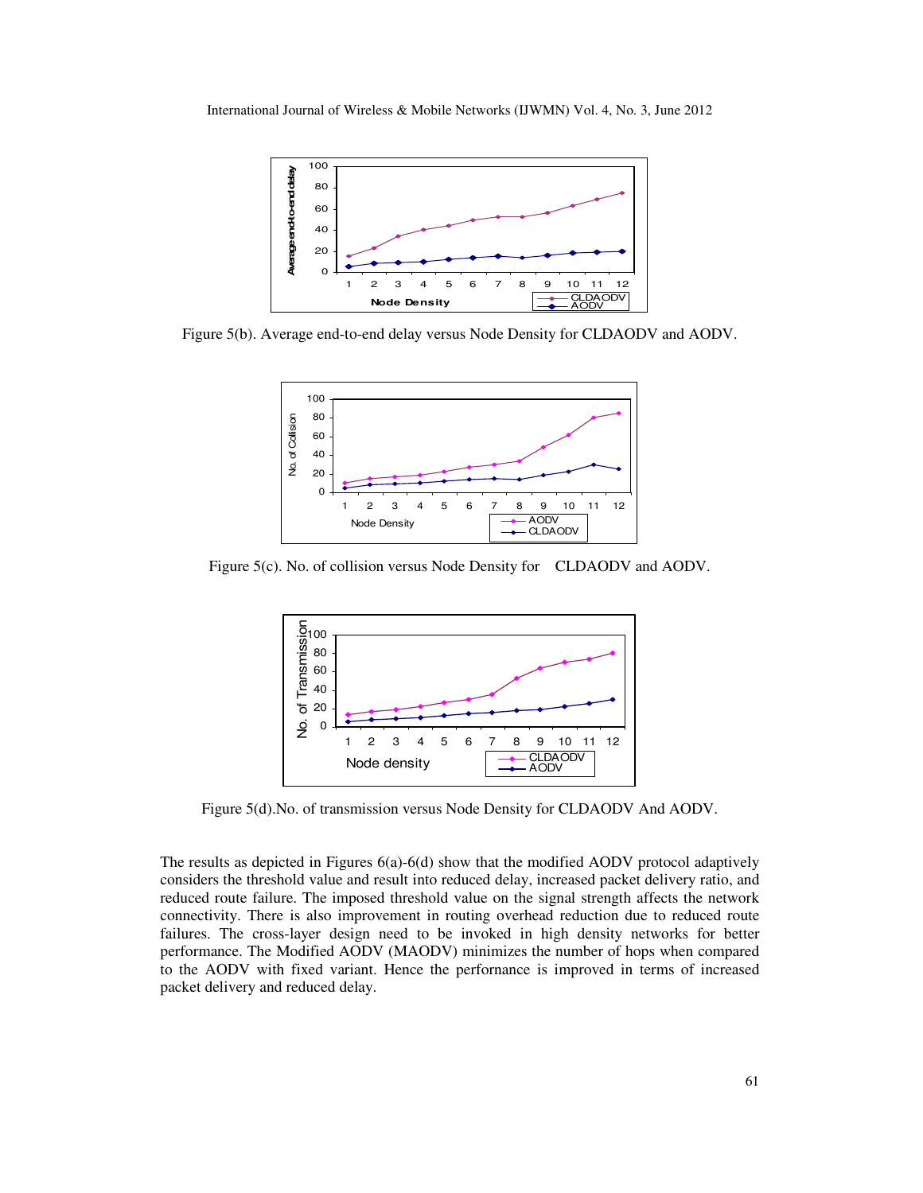Figure 5(b). Average end-to-end delay versus Node Density for CLDAODV and AODV.

Figure 5(c). No. of collision versus Node Density for CLDAODV and AODV.

Figure 5(d).No. of transmission versus Node Density for CLDAODV And AODV.

The results as depicted in Figures 6(a)-6(d) show that the modified AODV protocol adaptively considers the threshold value and result into reduced delay, increased packet delivery ratio, and reduced route failure. The imposed threshold value on the signal strength affects the network connectivity. There is also improvement in routing overhead reduction due to reduced route failures. The cross-layer design need to be invoked in high density networks for better performance. The Modified AODV (MAODV) minimizes the number of hops when compared to the AODV with fixed variant. Hence the perfornance is improved in terms of increased packet delivery and reduced delay.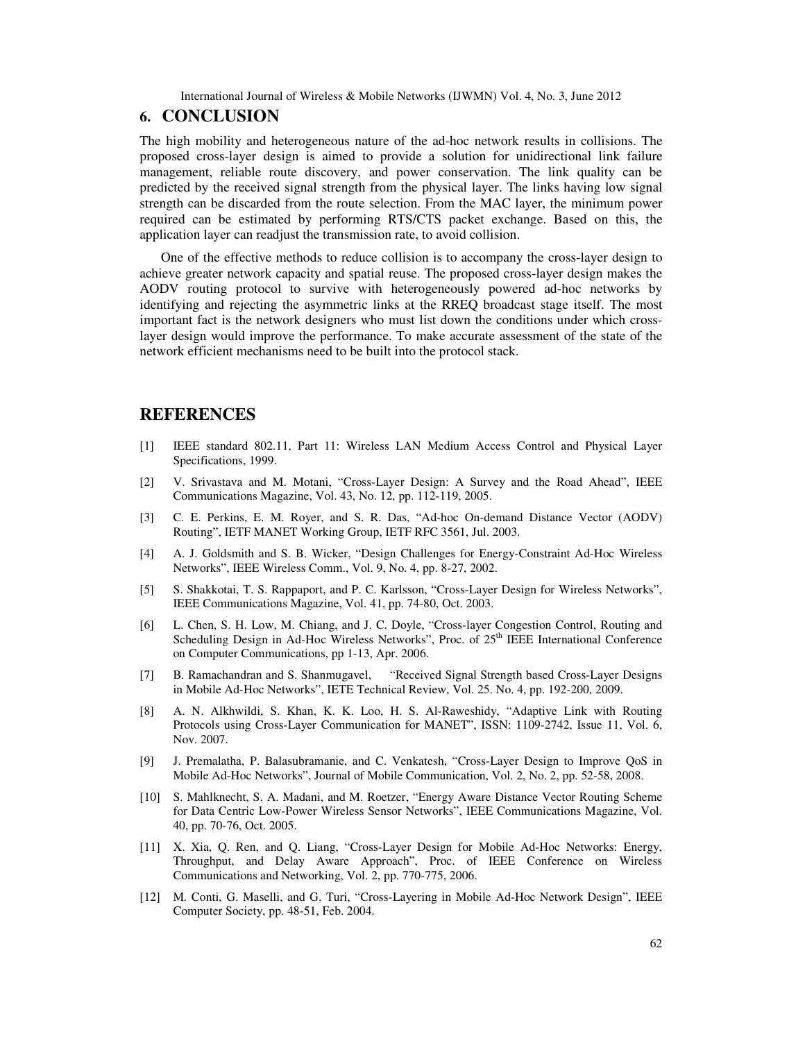## 6. CONCLUSION

The high mobility and heterogeneous nature of the ad-hoc network results in collisions. The proposed cross-layer design is aimed to provide a solution for unidirectional link failure management, reliable route discovery, and power conservation. The link quality can be predicted by the received signal strength from the physical layer. The links having low signal strength can be discarded from the route selection. From the MAC layer, the minimum power required can be estimated by performing RTS/CTS packet exchange. Based on this, the application layer can readjust the transmission rate, to avoid collision.

One of the effective methods to reduce collision is to accompany the cross-layer design to achieve greater network capacity and spatial reuse. The proposed cross-layer design makes the AODV routing protocol to survive with heterogeneously powered ad-hoc networks by identifying and rejecting the asymmetric links at the RREQ broadcast stage itself. The most important fact is the network designers who must list down the conditions under which cross-layer design would improve the performance. To make accurate assessment of the state of the network efficient mechanisms need to be built into the protocol stack.

## REFERENCES

[1] IEEE standard 802.11, Part 11: Wireless LAN Medium Access Control and Physical Layer Specifications, 1999.

[2] V. Srivastava and M. Motani, "Cross-Layer Design: A Survey and the Road Ahead", IEEE Communications Magazine, Vol. 43, No. 12, pp. 112-119, 2005.

[3] C. E. Perkins, E. M. Royer, and S. R. Das, "Ad-hoc On-demand Distance Vector (AODV) Routing", IETF MANET Working Group, IETF RFC 3561, Jul. 2003.

[4] A. J. Goldsmith and S. B. Wicker, "Design Challenges for Energy-Constraint Ad-Hoc Wireless Networks", IEEE Wireless Comm., Vol. 9, No. 4, pp. 8-27, 2002.

[5] S. Shakkotai, T. S. Rappaport, and P. C. Karlsson, "Cross-Layer Design for Wireless Networks", IEEE Communications Magazine, Vol. 41, pp. 74-80, Oct. 2003.

[6] L. Chen, S. H. Low, M. Chiang, and J. C. Doyle, "Cross-layer Congestion Control, Routing and Scheduling Design in Ad-Hoc Wireless Networks", Proc. of 25th IEEE International Conference on Computer Communications, pp 1-13, Apr. 2006.

[7] B. Ramachandran and S. Shanmugavel, "Received Signal Strength based Cross-Layer Designs in Mobile Ad-Hoc Networks", IETE Technical Review, Vol. 25. No. 4, pp. 192-200, 2009.

[8] A. N. Alkhwildi, S. Khan, K. K. Loo, H. S. Al-Raweshidy, "Adaptive Link with Routing Protocols using Cross-Layer Communication for MANET", ISSN: 1109-2742, Issue 11, Vol. 6, Nov. 2007.

[9] J. Premalatha, P. Balasubramanie, and C. Venkatesh, "Cross-Layer Design to Improve QoS in Mobile Ad-Hoc Networks", Journal of Mobile Communication, Vol. 2, No. 2, pp. 52-58, 2008.

[10] S. Mahlknecht, S. A. Madani, and M. Roetzer, "Energy Aware Distance Vector Routing Scheme for Data Centric Low-Power Wireless Sensor Networks", IEEE Communications Magazine, Vol. 40, pp. 70-76, Oct. 2005.

[11] X. Xia, Q. Ren, and Q. Liang, "Cross-Layer Design for Mobile Ad-Hoc Networks: Energy, Throughput, and Delay Aware Approach", Proc. of IEEE Conference on Wireless Communications and Networking, Vol. 2, pp. 770-775, 2006.

[12] M. Conti, G. Maselli, and G. Turi, "Cross-Layering in Mobile Ad-Hoc Network Design", IEEE Computer Society, pp. 48-51, Feb. 2004.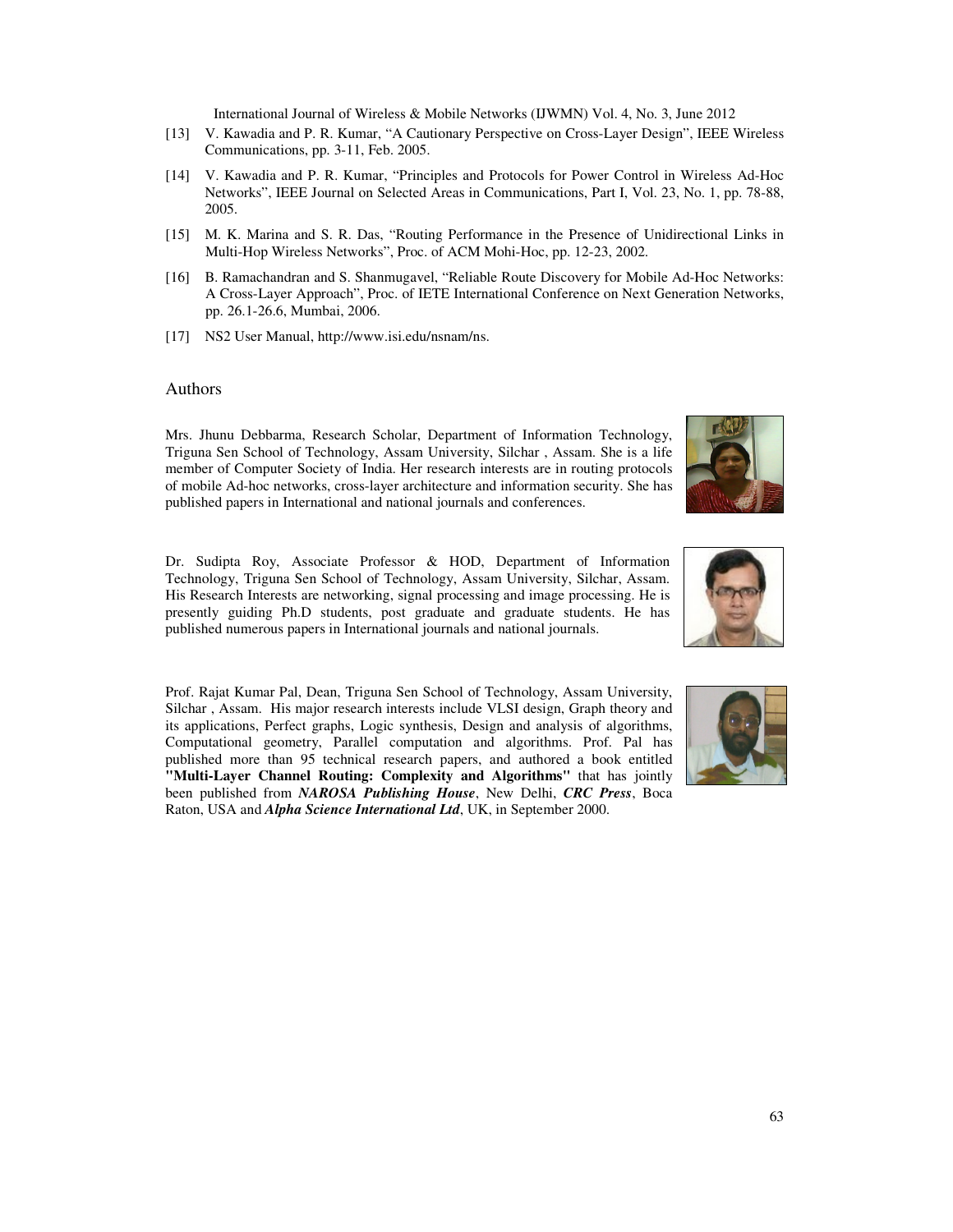[13] V. Kawadia and P. R. Kumar, "A Cautionary Perspective on Cross-Layer Design", IEEE Wireless Communications, pp. 3-11, Feb. 2005.

[14] V. Kawadia and P. R. Kumar, "Principles and Protocols for Power Control in Wireless Ad-Hoc Networks", IEEE Journal on Selected Areas in Communications, Part I, Vol. 23, No. 1, pp. 78-88, 2005.

[15] M. K. Marina and S. R. Das, "Routing Performance in the Presence of Unidirectional Links in Multi-Hop Wireless Networks", Proc. of ACM Mohi-Hoc, pp. 12-23, 2002.

[16] B. Ramachandran and S. Shanmugavel, "Reliable Route Discovery for Mobile Ad-Hoc Networks: A Cross-Layer Approach", Proc. of IETE International Conference on Next Generation Networks, pp. 26.1-26.6, Mumbai, 2006.

[17] NS2 User Manual, http://www.isi.edu/nsnam/ns.

## Authors

Mrs. Jhunu Debbarma, Research Scholar, Department of Information Technology, Triguna Sen School of Technology, Assam University, Silchar , Assam. She is a life member of Computer Society of India. Her research interests are in routing protocols of mobile Ad-hoc networks, cross-layer architecture and information security. She has published papers in International and national journals and conferences.

Dr. Sudipta Roy, Associate Professor & HOD, Department of Information Technology, Triguna Sen School of Technology, Assam University, Silchar, Assam. His Research Interests are networking, signal processing and image processing. He is presently guiding Ph.D students, post graduate and graduate students. He has published numerous papers in International journals and national journals.

Prof. Rajat Kumar Pal, Dean, Triguna Sen School of Technology, Assam University, Silchar , Assam. His major research interests include VLSI design, Graph theory and its applications, Perfect graphs, Logic synthesis, Design and analysis of algorithms, Computational geometry, Parallel computation and algorithms. Prof. Pal has published more than 95 technical research papers, and authored a book entitled **"Multi-Layer Channel Routing: Complexity and Algorithms"** that has jointly been published from ***NAROSA Publishing House***, New Delhi, ***CRC Press***, Boca Raton, USA and ***Alpha Science International Ltd***, UK, in September 2000.